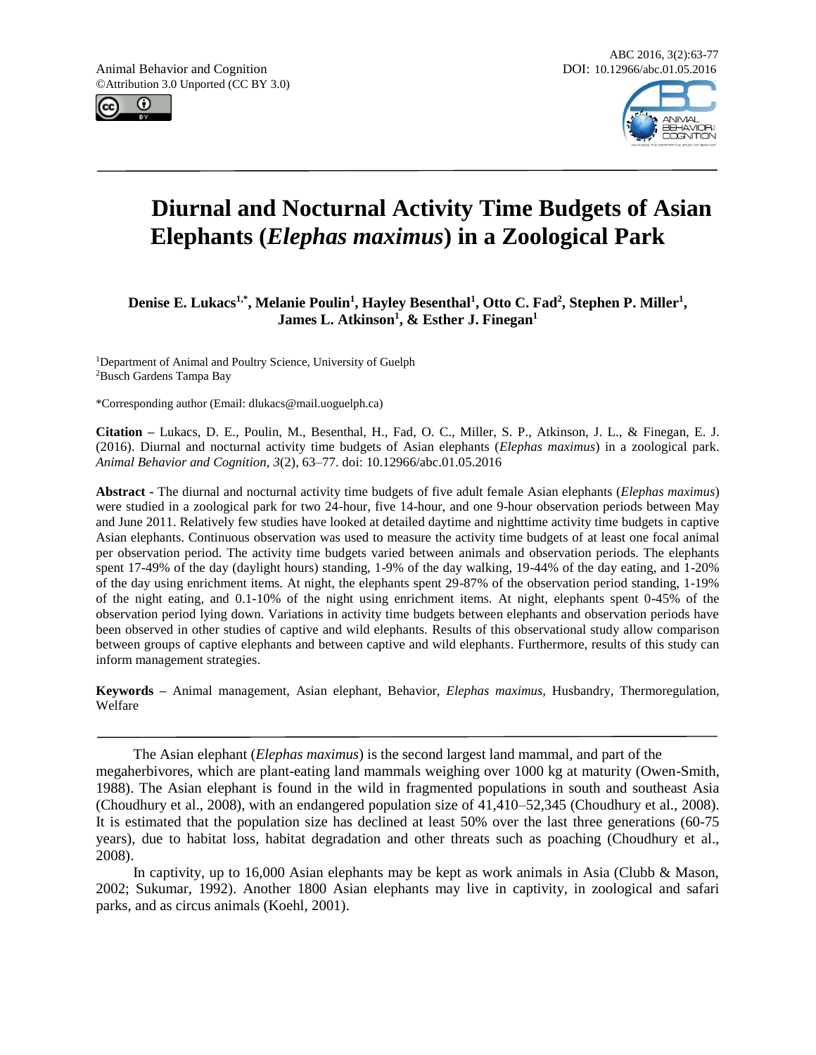Animal Behavior and Cognition
©Attribution 3.0 Unported (CC BY 3.0)

ABC 2016, 3(2):63-77
DOI: 10.12966/abc.01.05.2016

# Diurnal and Nocturnal Activity Time Budgets of Asian Elephants (*Elephas maximus*) in a Zoological Park

**Denise E. Lukacs[1,*], Melanie Poulin[1], Hayley Besenthal[1], Otto C. Fad[2], Stephen P. Miller[1], James L. Atkinson[1], & Esther J. Finegan[1]**

[1]Department of Animal and Poultry Science, University of Guelph
[2]Busch Gardens Tampa Bay

*Corresponding author (Email: dlukacs@mail.uoguelph.ca)

**Citation** – Lukacs, D. E., Poulin, M., Besenthal, H., Fad, O. C., Miller, S. P., Atkinson, J. L., & Finegan, E. J. (2016). Diurnal and nocturnal activity time budgets of Asian elephants (*Elephas maximus*) in a zoological park. *Animal Behavior and Cognition, 3*(2), 63–77. doi: 10.12966/abc.01.05.2016

**Abstract** - The diurnal and nocturnal activity time budgets of five adult female Asian elephants (*Elephas maximus*) were studied in a zoological park for two 24-hour, five 14-hour, and one 9-hour observation periods between May and June 2011. Relatively few studies have looked at detailed daytime and nighttime activity time budgets in captive Asian elephants. Continuous observation was used to measure the activity time budgets of at least one focal animal per observation period. The activity time budgets varied between animals and observation periods. The elephants spent 17-49% of the day (daylight hours) standing, 1-9% of the day walking, 19-44% of the day eating, and 1-20% of the day using enrichment items. At night, the elephants spent 29-87% of the observation period standing, 1-19% of the night eating, and 0.1-10% of the night using enrichment items. At night, elephants spent 0-45% of the observation period lying down. Variations in activity time budgets between elephants and observation periods have been observed in other studies of captive and wild elephants. Results of this observational study allow comparison between groups of captive elephants and between captive and wild elephants. Furthermore, results of this study can inform management strategies.

**Keywords** – Animal management, Asian elephant, Behavior, *Elephas maximus*, Husbandry, Thermoregulation, Welfare

---

The Asian elephant (*Elephas maximus*) is the second largest land mammal, and part of the megaherbivores, which are plant-eating land mammals weighing over 1000 kg at maturity (Owen-Smith, 1988). The Asian elephant is found in the wild in fragmented populations in south and southeast Asia (Choudhury et al., 2008), with an endangered population size of 41,410–52,345 (Choudhury et al., 2008). It is estimated that the population size has declined at least 50% over the last three generations (60-75 years), due to habitat loss, habitat degradation and other threats such as poaching (Choudhury et al., 2008).

In captivity, up to 16,000 Asian elephants may be kept as work animals in Asia (Clubb & Mason, 2002; Sukumar, 1992). Another 1800 Asian elephants may live in captivity, in zoological and safari parks, and as circus animals (Koehl, 2001).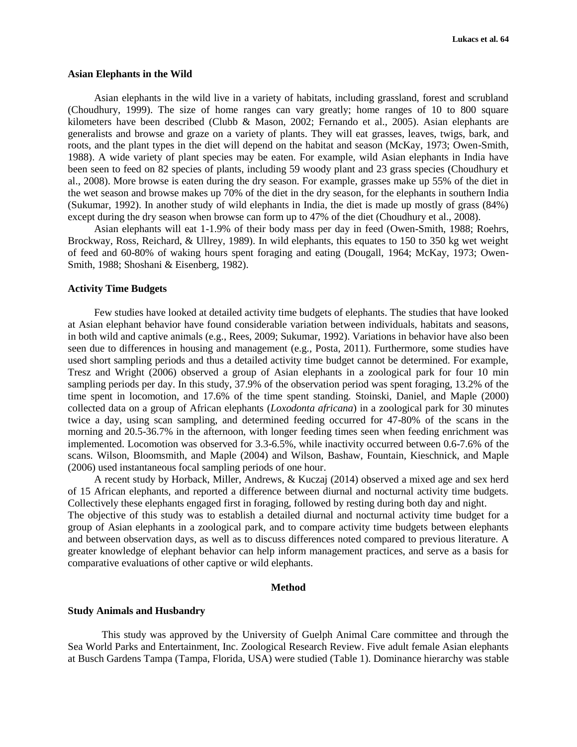## Asian Elephants in the Wild

Asian elephants in the wild live in a variety of habitats, including grassland, forest and scrubland (Choudhury, 1999). The size of home ranges can vary greatly; home ranges of 10 to 800 square kilometers have been described (Clubb & Mason, 2002; Fernando et al., 2005). Asian elephants are generalists and browse and graze on a variety of plants. They will eat grasses, leaves, twigs, bark, and roots, and the plant types in the diet will depend on the habitat and season (McKay, 1973; Owen-Smith, 1988). A wide variety of plant species may be eaten. For example, wild Asian elephants in India have been seen to feed on 82 species of plants, including 59 woody plant and 23 grass species (Choudhury et al., 2008). More browse is eaten during the dry season. For example, grasses make up 55% of the diet in the wet season and browse makes up 70% of the diet in the dry season, for the elephants in southern India (Sukumar, 1992). In another study of wild elephants in India, the diet is made up mostly of grass (84%) except during the dry season when browse can form up to 47% of the diet (Choudhury et al., 2008).

Asian elephants will eat 1-1.9% of their body mass per day in feed (Owen-Smith, 1988; Roehrs, Brockway, Ross, Reichard, & Ullrey, 1989). In wild elephants, this equates to 150 to 350 kg wet weight of feed and 60-80% of waking hours spent foraging and eating (Dougall, 1964; McKay, 1973; Owen-Smith, 1988; Shoshani & Eisenberg, 1982).

## Activity Time Budgets

Few studies have looked at detailed activity time budgets of elephants. The studies that have looked at Asian elephant behavior have found considerable variation between individuals, habitats and seasons, in both wild and captive animals (e.g., Rees, 2009; Sukumar, 1992). Variations in behavior have also been seen due to differences in housing and management (e.g., Posta, 2011). Furthermore, some studies have used short sampling periods and thus a detailed activity time budget cannot be determined. For example, Tresz and Wright (2006) observed a group of Asian elephants in a zoological park for four 10 min sampling periods per day. In this study, 37.9% of the observation period was spent foraging, 13.2% of the time spent in locomotion, and 17.6% of the time spent standing. Stoinski, Daniel, and Maple (2000) collected data on a group of African elephants (*Loxodonta africana*) in a zoological park for 30 minutes twice a day, using scan sampling, and determined feeding occurred for 47-80% of the scans in the morning and 20.5-36.7% in the afternoon, with longer feeding times seen when feeding enrichment was implemented. Locomotion was observed for 3.3-6.5%, while inactivity occurred between 0.6-7.6% of the scans. Wilson, Bloomsmith, and Maple (2004) and Wilson, Bashaw, Fountain, Kieschnick, and Maple (2006) used instantaneous focal sampling periods of one hour.

A recent study by Horback, Miller, Andrews, & Kuczaj (2014) observed a mixed age and sex herd of 15 African elephants, and reported a difference between diurnal and nocturnal activity time budgets. Collectively these elephants engaged first in foraging, followed by resting during both day and night.

The objective of this study was to establish a detailed diurnal and nocturnal activity time budget for a group of Asian elephants in a zoological park, and to compare activity time budgets between elephants and between observation days, as well as to discuss differences noted compared to previous literature. A greater knowledge of elephant behavior can help inform management practices, and serve as a basis for comparative evaluations of other captive or wild elephants.

# Method

## Study Animals and Husbandry

This study was approved by the University of Guelph Animal Care committee and through the Sea World Parks and Entertainment, Inc. Zoological Research Review. Five adult female Asian elephants at Busch Gardens Tampa (Tampa, Florida, USA) were studied (Table 1). Dominance hierarchy was stable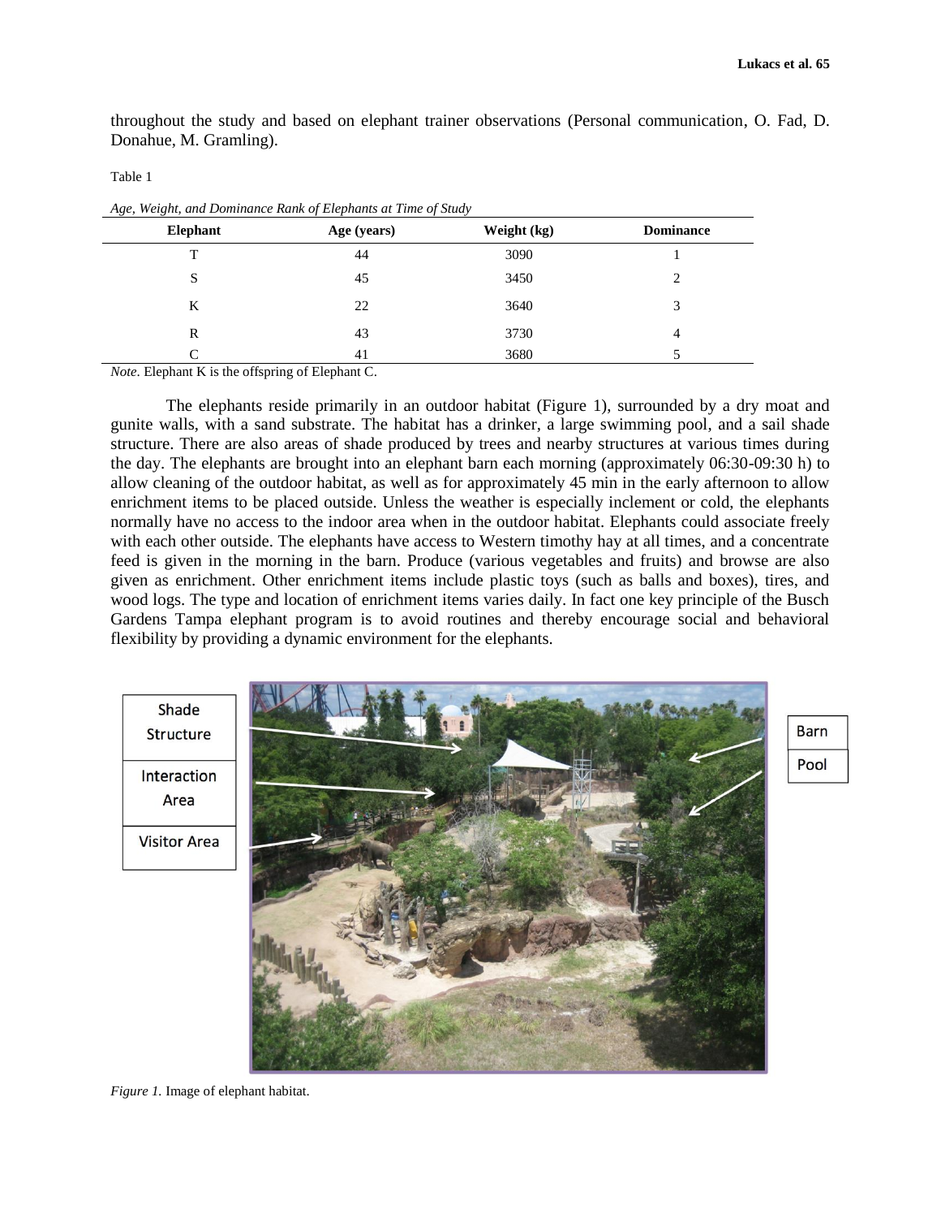throughout the study and based on elephant trainer observations (Personal communication, O. Fad, D. Donahue, M. Gramling).

Table 1

*Age, Weight, and Dominance Rank of Elephants at Time of Study*

| Elephant | Age (years) | Weight (kg) | Dominance |
|---|---|---|---|
| T | 44 | 3090 | 1 |
| S | 45 | 3450 | 2 |
| K | 22 | 3640 | 3 |
| R | 43 | 3730 | 4 |
| C | 41 | 3680 | 5 |

*Note*. Elephant K is the offspring of Elephant C.

The elephants reside primarily in an outdoor habitat (Figure 1), surrounded by a dry moat and gunite walls, with a sand substrate. The habitat has a drinker, a large swimming pool, and a sail shade structure. There are also areas of shade produced by trees and nearby structures at various times during the day. The elephants are brought into an elephant barn each morning (approximately 06:30-09:30 h) to allow cleaning of the outdoor habitat, as well as for approximately 45 min in the early afternoon to allow enrichment items to be placed outside. Unless the weather is especially inclement or cold, the elephants normally have no access to the indoor area when in the outdoor habitat. Elephants could associate freely with each other outside. The elephants have access to Western timothy hay at all times, and a concentrate feed is given in the morning in the barn. Produce (various vegetables and fruits) and browse are also given as enrichment. Other enrichment items include plastic toys (such as balls and boxes), tires, and wood logs. The type and location of enrichment items varies daily. In fact one key principle of the Busch Gardens Tampa elephant program is to avoid routines and thereby encourage social and behavioral flexibility by providing a dynamic environment for the elephants.

Shade Structure

Interaction Area

Visitor Area

Barn

Pool

*Figure 1.* Image of elephant habitat.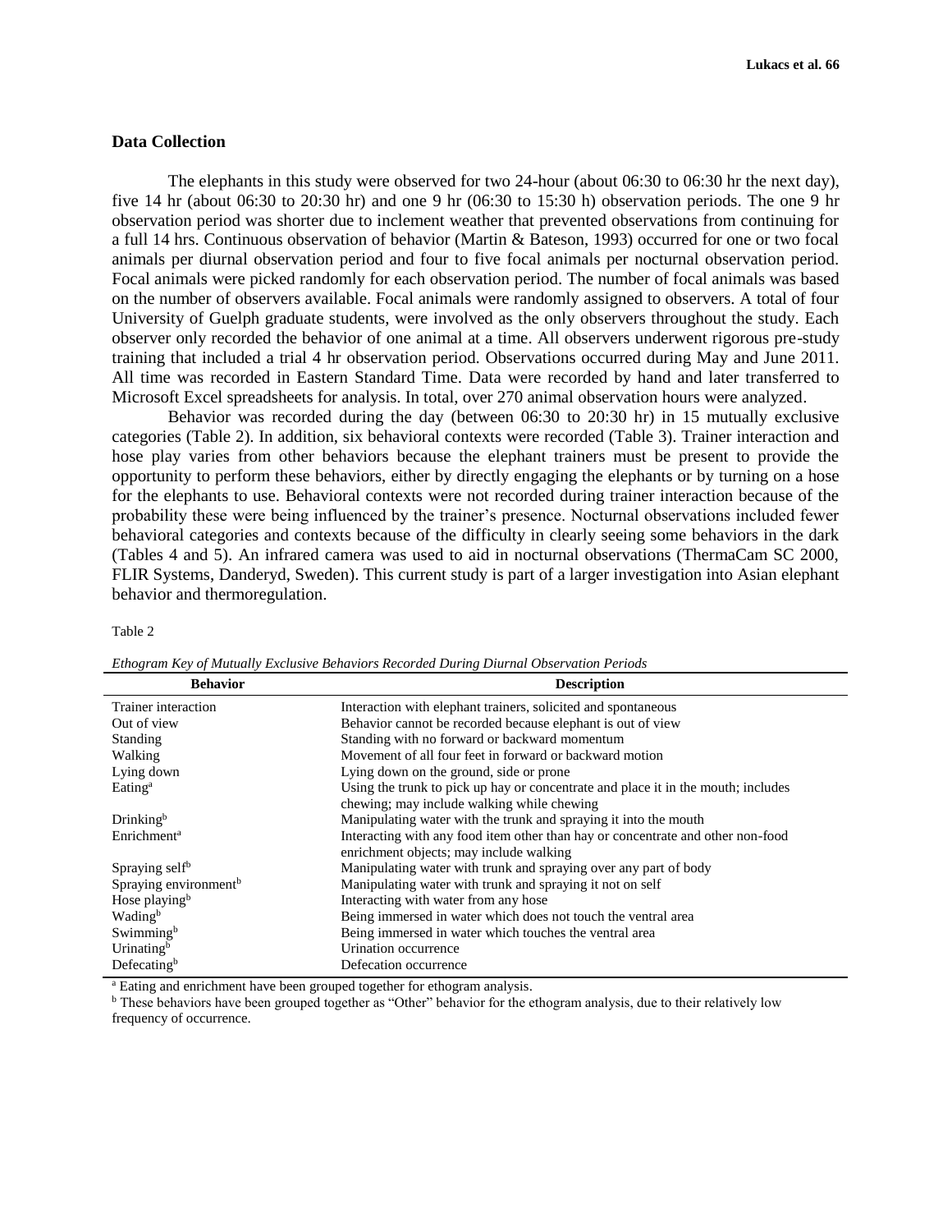## Data Collection

The elephants in this study were observed for two 24-hour (about 06:30 to 06:30 hr the next day), five 14 hr (about 06:30 to 20:30 hr) and one 9 hr (06:30 to 15:30 h) observation periods. The one 9 hr observation period was shorter due to inclement weather that prevented observations from continuing for a full 14 hrs. Continuous observation of behavior (Martin & Bateson, 1993) occurred for one or two focal animals per diurnal observation period and four to five focal animals per nocturnal observation period. Focal animals were picked randomly for each observation period. The number of focal animals was based on the number of observers available. Focal animals were randomly assigned to observers. A total of four University of Guelph graduate students, were involved as the only observers throughout the study. Each observer only recorded the behavior of one animal at a time. All observers underwent rigorous pre-study training that included a trial 4 hr observation period. Observations occurred during May and June 2011. All time was recorded in Eastern Standard Time. Data were recorded by hand and later transferred to Microsoft Excel spreadsheets for analysis. In total, over 270 animal observation hours were analyzed.

Behavior was recorded during the day (between 06:30 to 20:30 hr) in 15 mutually exclusive categories (Table 2). In addition, six behavioral contexts were recorded (Table 3). Trainer interaction and hose play varies from other behaviors because the elephant trainers must be present to provide the opportunity to perform these behaviors, either by directly engaging the elephants or by turning on a hose for the elephants to use. Behavioral contexts were not recorded during trainer interaction because of the probability these were being influenced by the trainer's presence. Nocturnal observations included fewer behavioral categories and contexts because of the difficulty in clearly seeing some behaviors in the dark (Tables 4 and 5). An infrared camera was used to aid in nocturnal observations (ThermaCam SC 2000, FLIR Systems, Danderyd, Sweden). This current study is part of a larger investigation into Asian elephant behavior and thermoregulation.

Table 2

*Ethogram Key of Mutually Exclusive Behaviors Recorded During Diurnal Observation Periods*

| Behavior | Description |
|---|---|
| Trainer interaction | Interaction with elephant trainers, solicited and spontaneous |
| Out of view | Behavior cannot be recorded because elephant is out of view |
| Standing | Standing with no forward or backward momentum |
| Walking | Movement of all four feet in forward or backward motion |
| Lying down | Lying down on the ground, side or prone |
| Eating[a] | Using the trunk to pick up hay or concentrate and place it in the mouth; includes chewing; may include walking while chewing |
| Drinking[b] | Manipulating water with the trunk and spraying it into the mouth |
| Enrichment[a] | Interacting with any food item other than hay or concentrate and other non-food enrichment objects; may include walking |
| Spraying self[b] | Manipulating water with trunk and spraying over any part of body |
| Spraying environment[b] | Manipulating water with trunk and spraying it not on self |
| Hose playing[b] | Interacting with water from any hose |
| Wading[b] | Being immersed in water which does not touch the ventral area |
| Swimming[b] | Being immersed in water which touches the ventral area |
| Urinating[b] | Urination occurrence |
| Defecating[b] | Defecation occurrence |

[a] Eating and enrichment have been grouped together for ethogram analysis.

[b] These behaviors have been grouped together as "Other" behavior for the ethogram analysis, due to their relatively low frequency of occurrence.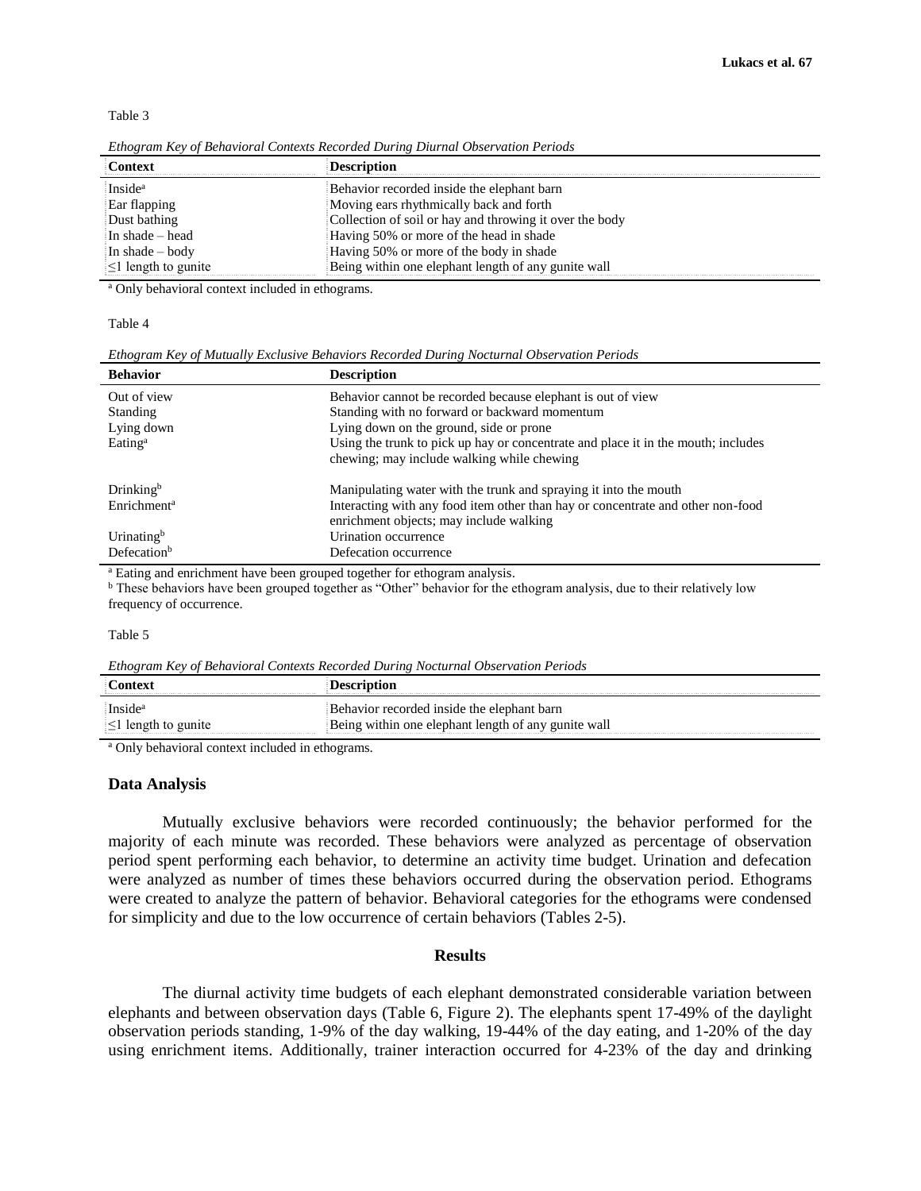Table 3

*Ethogram Key of Behavioral Contexts Recorded During Diurnal Observation Periods*

| Context | Description |
| --- | --- |
| Inside[a] | Behavior recorded inside the elephant barn |
| Ear flapping | Moving ears rhythmically back and forth |
| Dust bathing | Collection of soil or hay and throwing it over the body |
| In shade – head | Having 50% or more of the head in shade |
| In shade – body | Having 50% or more of the body in shade |
| ≤1 length to gunite | Being within one elephant length of any gunite wall |

[a] Only behavioral context included in ethograms.

Table 4

*Ethogram Key of Mutually Exclusive Behaviors Recorded During Nocturnal Observation Periods*

| Behavior | Description |
| --- | --- |
| Out of view | Behavior cannot be recorded because elephant is out of view |
| Standing | Standing with no forward or backward momentum |
| Lying down | Lying down on the ground, side or prone |
| Eating[a] | Using the trunk to pick up hay or concentrate and place it in the mouth; includes chewing; may include walking while chewing |
| Drinking[b] | Manipulating water with the trunk and spraying it into the mouth |
| Enrichment[a] | Interacting with any food item other than hay or concentrate and other non-food enrichment objects; may include walking |
| Urinating[b] | Urination occurrence |
| Defecation[b] | Defecation occurrence |

[a] Eating and enrichment have been grouped together for ethogram analysis.
[b] These behaviors have been grouped together as "Other" behavior for the ethogram analysis, due to their relatively low frequency of occurrence.

Table 5

*Ethogram Key of Behavioral Contexts Recorded During Nocturnal Observation Periods*

| Context | Description |
| --- | --- |
| Inside[a] | Behavior recorded inside the elephant barn |
| ≤1 length to gunite | Being within one elephant length of any gunite wall |

[a] Only behavioral context included in ethograms.

### Data Analysis

Mutually exclusive behaviors were recorded continuously; the behavior performed for the majority of each minute was recorded. These behaviors were analyzed as percentage of observation period spent performing each behavior, to determine an activity time budget. Urination and defecation were analyzed as number of times these behaviors occurred during the observation period. Ethograms were created to analyze the pattern of behavior. Behavioral categories for the ethograms were condensed for simplicity and due to the low occurrence of certain behaviors (Tables 2-5).

## Results

The diurnal activity time budgets of each elephant demonstrated considerable variation between elephants and between observation days (Table 6, Figure 2). The elephants spent 17-49% of the daylight observation periods standing, 1-9% of the day walking, 19-44% of the day eating, and 1-20% of the day using enrichment items. Additionally, trainer interaction occurred for 4-23% of the day and drinking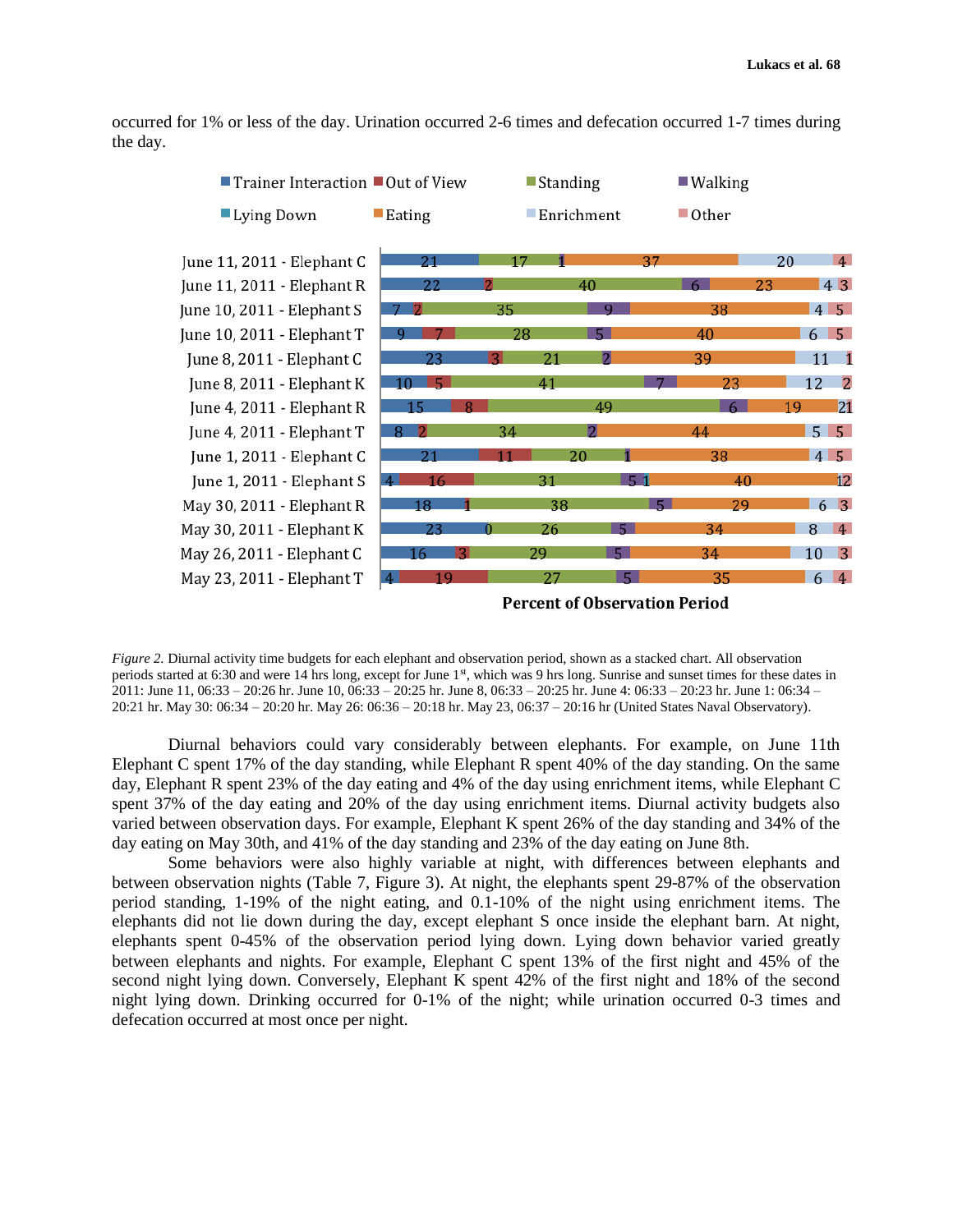occurred for 1% or less of the day. Urination occurred 2-6 times and defecation occurred 1-7 times during the day.

| Observation | Trainer Interaction | Out of View | Standing | Walking | Lying Down | Eating | Enrichment | Other |
|---|---|---|---|---|---|---|---|---|
| June 11, 2011 - Elephant C | 21 | | 17 | 1 | | 37 | 20 | 4 |
| June 11, 2011 - Elephant R | 22 | 2 | 40 | 6 | | 23 | 4 | 3 |
| June 10, 2011 - Elephant S | 7 | 2 | 35 | 9 | | 38 | 4 | 5 |
| June 10, 2011 - Elephant T | 9 | 7 | 28 | 5 | | 40 | 6 | 5 |
| June 8, 2011 - Elephant C | 23 | 3 | 21 | 2 | | 39 | 11 | 1 |
| June 8, 2011 - Elephant K | 10 | 5 | 41 | 7 | | 23 | 12 | 2 |
| June 4, 2011 - Elephant R | 15 | 8 | 49 | 6 | | 19 | 2 | 1 |
| June 4, 2011 - Elephant T | 8 | 2 | 34 | 2 | | 44 | 5 | 5 |
| June 1, 2011 - Elephant C | 21 | 11 | 20 | 1 | | 38 | 4 | 5 |
| June 1, 2011 - Elephant S | 4 | 16 | 31 | 5 | 1 | 40 | 1 | 2 |
| May 30, 2011 - Elephant R | 18 | 1 | 38 | 5 | | 29 | 6 | 3 |
| May 30, 2011 - Elephant K | 23 | 0 | 26 | 5 | | 34 | 8 | 4 |
| May 26, 2011 - Elephant C | 16 | 3 | 29 | 5 | | 34 | 10 | 3 |
| May 23, 2011 - Elephant T | 4 | 19 | 27 | 5 | | 35 | 6 | 4 |

**Percent of Observation Period**

*Figure 2.* Diurnal activity time budgets for each elephant and observation period, shown as a stacked chart. All observation periods started at 6:30 and were 14 hrs long, except for June 1st, which was 9 hrs long. Sunrise and sunset times for these dates in 2011: June 11, 06:33 – 20:26 hr. June 10, 06:33 – 20:25 hr. June 8, 06:33 – 20:25 hr. June 4: 06:33 – 20:23 hr. June 1: 06:34 – 20:21 hr. May 30: 06:34 – 20:20 hr. May 26: 06:36 – 20:18 hr. May 23, 06:37 – 20:16 hr (United States Naval Observatory).

Diurnal behaviors could vary considerably between elephants. For example, on June 11th Elephant C spent 17% of the day standing, while Elephant R spent 40% of the day standing. On the same day, Elephant R spent 23% of the day eating and 4% of the day using enrichment items, while Elephant C spent 37% of the day eating and 20% of the day using enrichment items. Diurnal activity budgets also varied between observation days. For example, Elephant K spent 26% of the day standing and 34% of the day eating on May 30th, and 41% of the day standing and 23% of the day eating on June 8th.

Some behaviors were also highly variable at night, with differences between elephants and between observation nights (Table 7, Figure 3). At night, the elephants spent 29-87% of the observation period standing, 1-19% of the night eating, and 0.1-10% of the night using enrichment items. The elephants did not lie down during the day, except elephant S once inside the elephant barn. At night, elephants spent 0-45% of the observation period lying down. Lying down behavior varied greatly between elephants and nights. For example, Elephant C spent 13% of the first night and 45% of the second night lying down. Conversely, Elephant K spent 42% of the first night and 18% of the second night lying down. Drinking occurred for 0-1% of the night; while urination occurred 0-3 times and defecation occurred at most once per night.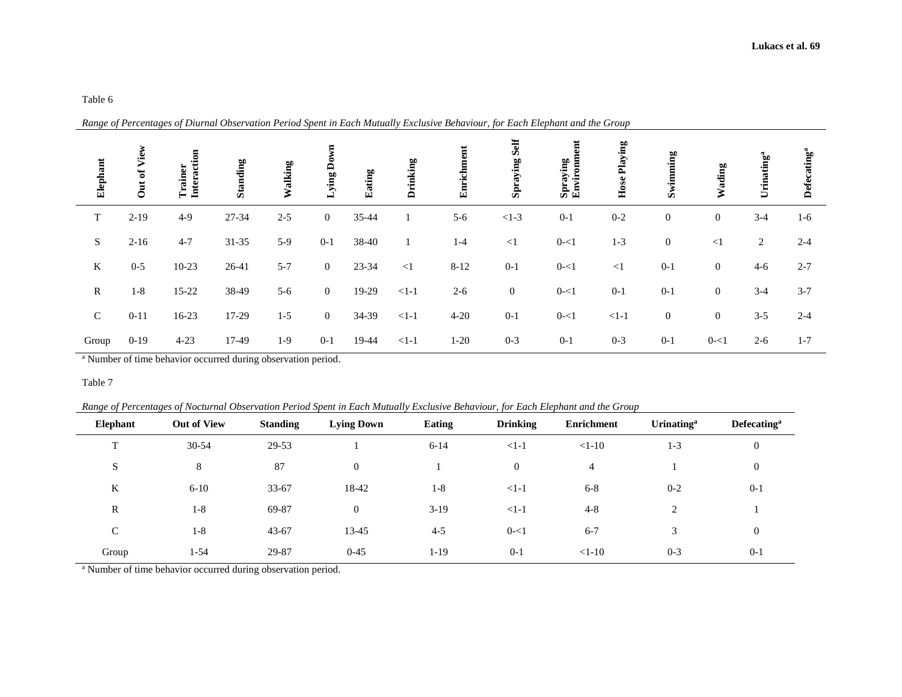Table 6

*Range of Percentages of Diurnal Observation Period Spent in Each Mutually Exclusive Behaviour, for Each Elephant and the Group*

| Elephant | Out of View | Trainer Interaction | Standing | Walking | Lying Down | Eating | Drinking | Enrichment | Spraying Self | Spraying Environment | Hose Playing | Swimming | Wading | Urinating[a] | Defecating[a] |
|---|---|---|---|---|---|---|---|---|---|---|---|---|---|---|---|
| T | 2-19 | 4-9 | 27-34 | 2-5 | 0 | 35-44 | 1 | 5-6 | <1-3 | 0-1 | 0-2 | 0 | 0 | 3-4 | 1-6 |
| S | 2-16 | 4-7 | 31-35 | 5-9 | 0-1 | 38-40 | 1 | 1-4 | <1 | 0-<1 | 1-3 | 0 | <1 | 2 | 2-4 |
| K | 0-5 | 10-23 | 26-41 | 5-7 | 0 | 23-34 | <1 | 8-12 | 0-1 | 0-<1 | <1 | 0-1 | 0 | 4-6 | 2-7 |
| R | 1-8 | 15-22 | 38-49 | 5-6 | 0 | 19-29 | <1-1 | 2-6 | 0 | 0-<1 | 0-1 | 0-1 | 0 | 3-4 | 3-7 |
| C | 0-11 | 16-23 | 17-29 | 1-5 | 0 | 34-39 | <1-1 | 4-20 | 0-1 | 0-<1 | <1-1 | 0 | 0 | 3-5 | 2-4 |
| Group | 0-19 | 4-23 | 17-49 | 1-9 | 0-1 | 19-44 | <1-1 | 1-20 | 0-3 | 0-1 | 0-3 | 0-1 | 0-<1 | 2-6 | 1-7 |

[a] Number of time behavior occurred during observation period.

Table 7

*Range of Percentages of Nocturnal Observation Period Spent in Each Mutually Exclusive Behaviour, for Each Elephant and the Group*

| Elephant | Out of View | Standing | Lying Down | Eating | Drinking | Enrichment | Urinating[a] | Defecating[a] |
|---|---|---|---|---|---|---|---|---|
| T | 30-54 | 29-53 | 1 | 6-14 | <1-1 | <1-10 | 1-3 | 0 |
| S | 8 | 87 | 0 | 1 | 0 | 4 | 1 | 0 |
| K | 6-10 | 33-67 | 18-42 | 1-8 | <1-1 | 6-8 | 0-2 | 0-1 |
| R | 1-8 | 69-87 | 0 | 3-19 | <1-1 | 4-8 | 2 | 1 |
| C | 1-8 | 43-67 | 13-45 | 4-5 | 0-<1 | 6-7 | 3 | 0 |
| Group | 1-54 | 29-87 | 0-45 | 1-19 | 0-1 | <1-10 | 0-3 | 0-1 |

[a] Number of time behavior occurred during observation period.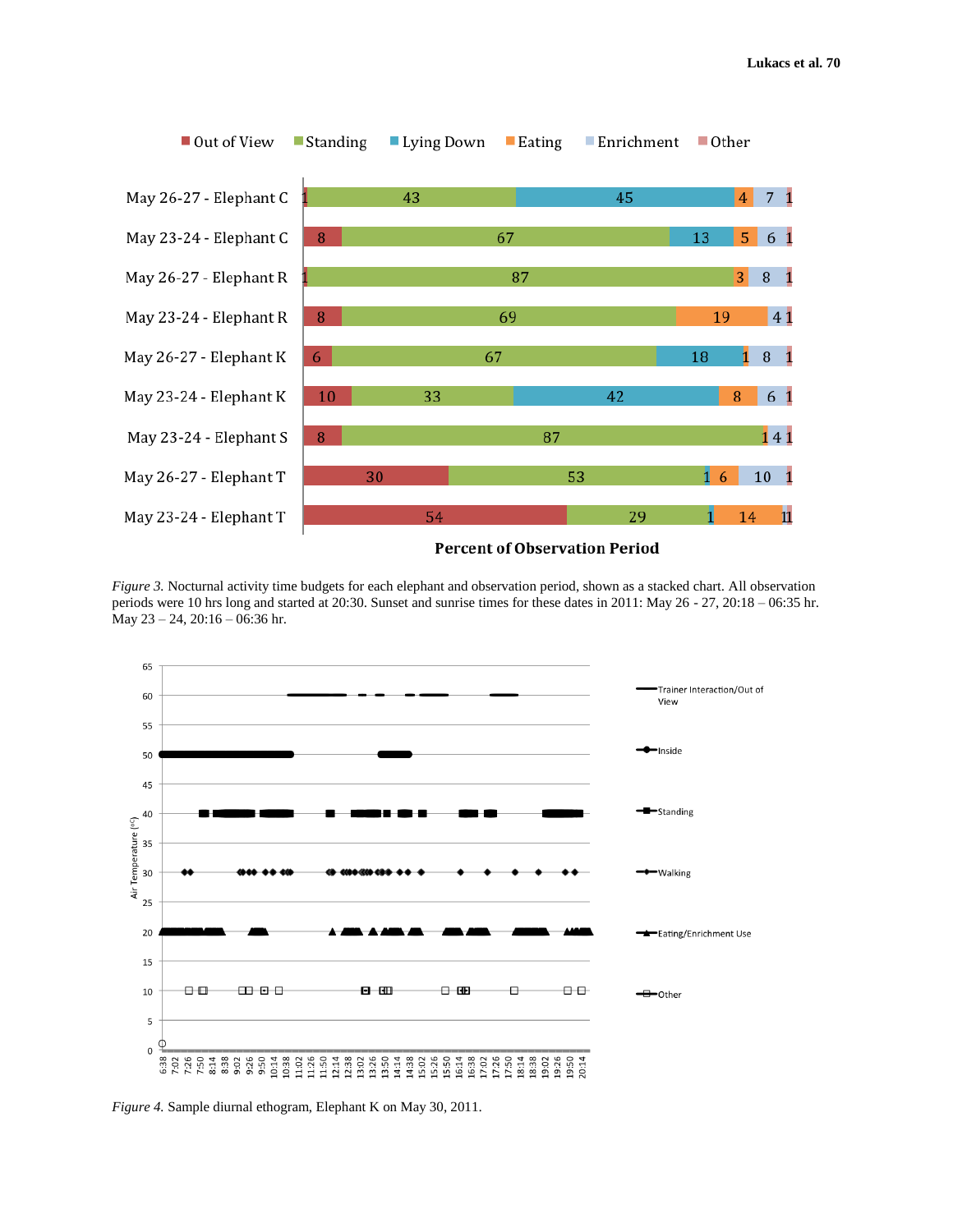*Figure 3.* Nocturnal activity time budgets for each elephant and observation period, shown as a stacked chart. All observation periods were 10 hrs long and started at 20:30. Sunset and sunrise times for these dates in 2011: May 26 - 27, 20:18 – 06:35 hr. May 23 – 24, 20:16 – 06:36 hr.

*Figure 4.* Sample diurnal ethogram, Elephant K on May 30, 2011.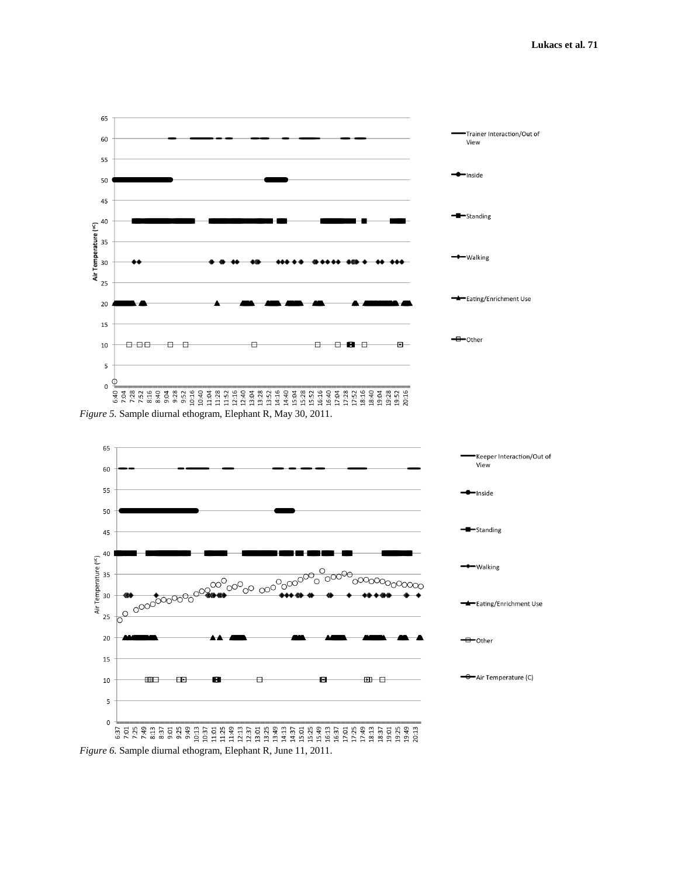*Figure 5.* Sample diurnal ethogram, Elephant R, May 30, 2011.

*Figure 6.* Sample diurnal ethogram, Elephant R, June 11, 2011.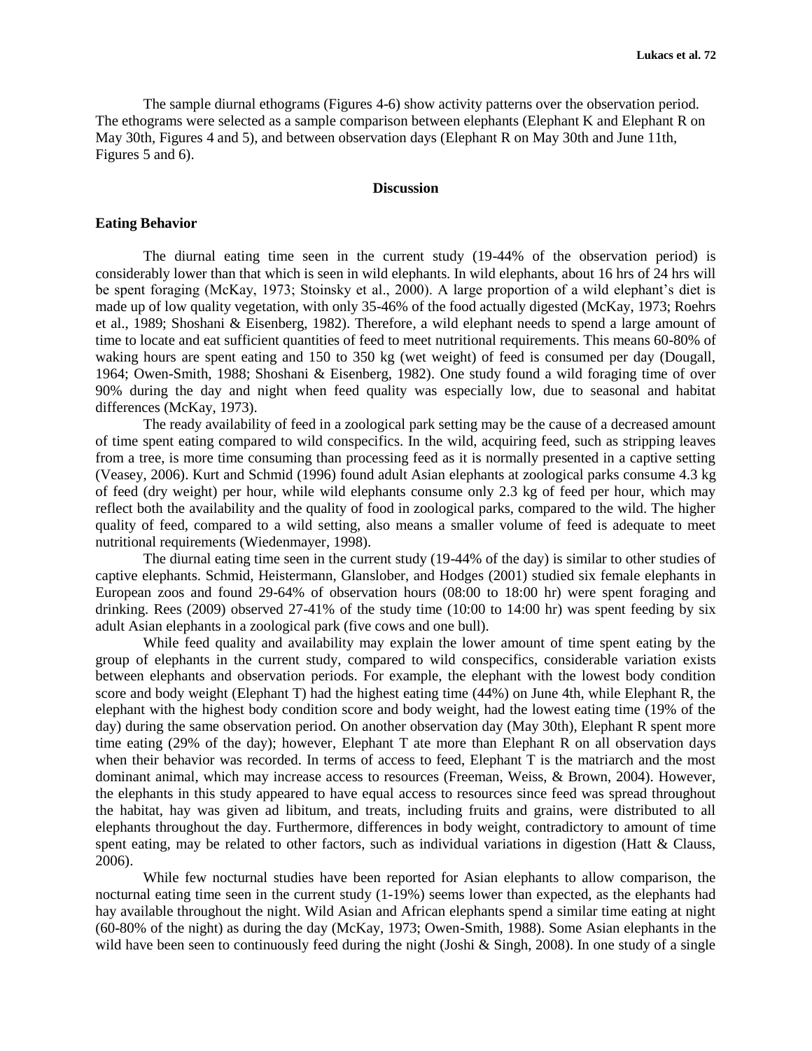The sample diurnal ethograms (Figures 4-6) show activity patterns over the observation period. The ethograms were selected as a sample comparison between elephants (Elephant K and Elephant R on May 30th, Figures 4 and 5), and between observation days (Elephant R on May 30th and June 11th, Figures 5 and 6).

## Discussion

### Eating Behavior

The diurnal eating time seen in the current study (19-44% of the observation period) is considerably lower than that which is seen in wild elephants. In wild elephants, about 16 hrs of 24 hrs will be spent foraging (McKay, 1973; Stoinsky et al., 2000). A large proportion of a wild elephant's diet is made up of low quality vegetation, with only 35-46% of the food actually digested (McKay, 1973; Roehrs et al., 1989; Shoshani & Eisenberg, 1982). Therefore, a wild elephant needs to spend a large amount of time to locate and eat sufficient quantities of feed to meet nutritional requirements. This means 60-80% of waking hours are spent eating and 150 to 350 kg (wet weight) of feed is consumed per day (Dougall, 1964; Owen-Smith, 1988; Shoshani & Eisenberg, 1982). One study found a wild foraging time of over 90% during the day and night when feed quality was especially low, due to seasonal and habitat differences (McKay, 1973).

The ready availability of feed in a zoological park setting may be the cause of a decreased amount of time spent eating compared to wild conspecifics. In the wild, acquiring feed, such as stripping leaves from a tree, is more time consuming than processing feed as it is normally presented in a captive setting (Veasey, 2006). Kurt and Schmid (1996) found adult Asian elephants at zoological parks consume 4.3 kg of feed (dry weight) per hour, while wild elephants consume only 2.3 kg of feed per hour, which may reflect both the availability and the quality of food in zoological parks, compared to the wild. The higher quality of feed, compared to a wild setting, also means a smaller volume of feed is adequate to meet nutritional requirements (Wiedenmayer, 1998).

The diurnal eating time seen in the current study (19-44% of the day) is similar to other studies of captive elephants. Schmid, Heistermann, Glanslober, and Hodges (2001) studied six female elephants in European zoos and found 29-64% of observation hours (08:00 to 18:00 hr) were spent foraging and drinking. Rees (2009) observed 27-41% of the study time (10:00 to 14:00 hr) was spent feeding by six adult Asian elephants in a zoological park (five cows and one bull).

While feed quality and availability may explain the lower amount of time spent eating by the group of elephants in the current study, compared to wild conspecifics, considerable variation exists between elephants and observation periods. For example, the elephant with the lowest body condition score and body weight (Elephant T) had the highest eating time (44%) on June 4th, while Elephant R, the elephant with the highest body condition score and body weight, had the lowest eating time (19% of the day) during the same observation period. On another observation day (May 30th), Elephant R spent more time eating (29% of the day); however, Elephant T ate more than Elephant R on all observation days when their behavior was recorded. In terms of access to feed, Elephant T is the matriarch and the most dominant animal, which may increase access to resources (Freeman, Weiss, & Brown, 2004). However, the elephants in this study appeared to have equal access to resources since feed was spread throughout the habitat, hay was given ad libitum, and treats, including fruits and grains, were distributed to all elephants throughout the day. Furthermore, differences in body weight, contradictory to amount of time spent eating, may be related to other factors, such as individual variations in digestion (Hatt & Clauss, 2006).

While few nocturnal studies have been reported for Asian elephants to allow comparison, the nocturnal eating time seen in the current study (1-19%) seems lower than expected, as the elephants had hay available throughout the night. Wild Asian and African elephants spend a similar time eating at night (60-80% of the night) as during the day (McKay, 1973; Owen-Smith, 1988). Some Asian elephants in the wild have been seen to continuously feed during the night (Joshi & Singh, 2008). In one study of a single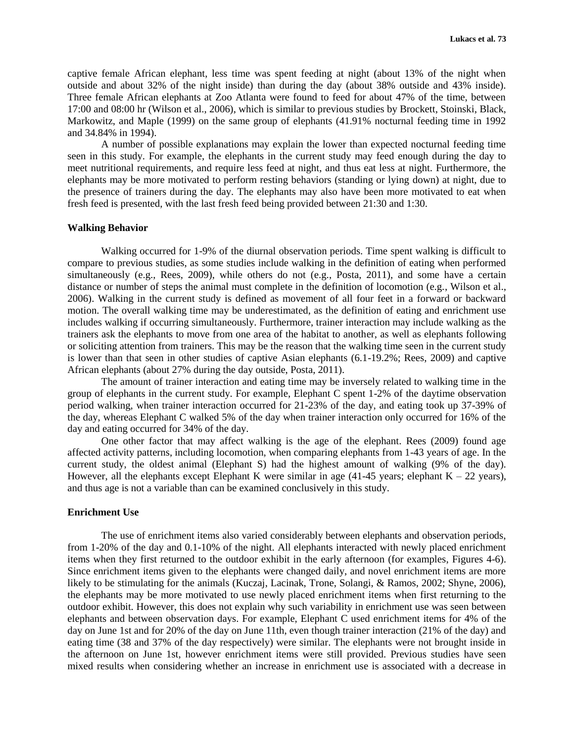captive female African elephant, less time was spent feeding at night (about 13% of the night when outside and about 32% of the night inside) than during the day (about 38% outside and 43% inside). Three female African elephants at Zoo Atlanta were found to feed for about 47% of the time, between 17:00 and 08:00 hr (Wilson et al., 2006), which is similar to previous studies by Brockett, Stoinski, Black, Markowitz, and Maple (1999) on the same group of elephants (41.91% nocturnal feeding time in 1992 and 34.84% in 1994).

A number of possible explanations may explain the lower than expected nocturnal feeding time seen in this study. For example, the elephants in the current study may feed enough during the day to meet nutritional requirements, and require less feed at night, and thus eat less at night. Furthermore, the elephants may be more motivated to perform resting behaviors (standing or lying down) at night, due to the presence of trainers during the day. The elephants may also have been more motivated to eat when fresh feed is presented, with the last fresh feed being provided between 21:30 and 1:30.

### Walking Behavior

Walking occurred for 1-9% of the diurnal observation periods. Time spent walking is difficult to compare to previous studies, as some studies include walking in the definition of eating when performed simultaneously (e.g., Rees, 2009), while others do not (e.g., Posta, 2011), and some have a certain distance or number of steps the animal must complete in the definition of locomotion (e.g., Wilson et al., 2006). Walking in the current study is defined as movement of all four feet in a forward or backward motion. The overall walking time may be underestimated, as the definition of eating and enrichment use includes walking if occurring simultaneously. Furthermore, trainer interaction may include walking as the trainers ask the elephants to move from one area of the habitat to another, as well as elephants following or soliciting attention from trainers. This may be the reason that the walking time seen in the current study is lower than that seen in other studies of captive Asian elephants (6.1-19.2%; Rees, 2009) and captive African elephants (about 27% during the day outside, Posta, 2011).

The amount of trainer interaction and eating time may be inversely related to walking time in the group of elephants in the current study. For example, Elephant C spent 1-2% of the daytime observation period walking, when trainer interaction occurred for 21-23% of the day, and eating took up 37-39% of the day, whereas Elephant C walked 5% of the day when trainer interaction only occurred for 16% of the day and eating occurred for 34% of the day.

One other factor that may affect walking is the age of the elephant. Rees (2009) found age affected activity patterns, including locomotion, when comparing elephants from 1-43 years of age. In the current study, the oldest animal (Elephant S) had the highest amount of walking (9% of the day). However, all the elephants except Elephant K were similar in age (41-45 years; elephant K – 22 years), and thus age is not a variable than can be examined conclusively in this study.

### Enrichment Use

The use of enrichment items also varied considerably between elephants and observation periods, from 1-20% of the day and 0.1-10% of the night. All elephants interacted with newly placed enrichment items when they first returned to the outdoor exhibit in the early afternoon (for examples, Figures 4-6). Since enrichment items given to the elephants were changed daily, and novel enrichment items are more likely to be stimulating for the animals (Kuczaj, Lacinak, Trone, Solangi, & Ramos, 2002; Shyne, 2006), the elephants may be more motivated to use newly placed enrichment items when first returning to the outdoor exhibit. However, this does not explain why such variability in enrichment use was seen between elephants and between observation days. For example, Elephant C used enrichment items for 4% of the day on June 1st and for 20% of the day on June 11th, even though trainer interaction (21% of the day) and eating time (38 and 37% of the day respectively) were similar. The elephants were not brought inside in the afternoon on June 1st, however enrichment items were still provided. Previous studies have seen mixed results when considering whether an increase in enrichment use is associated with a decrease in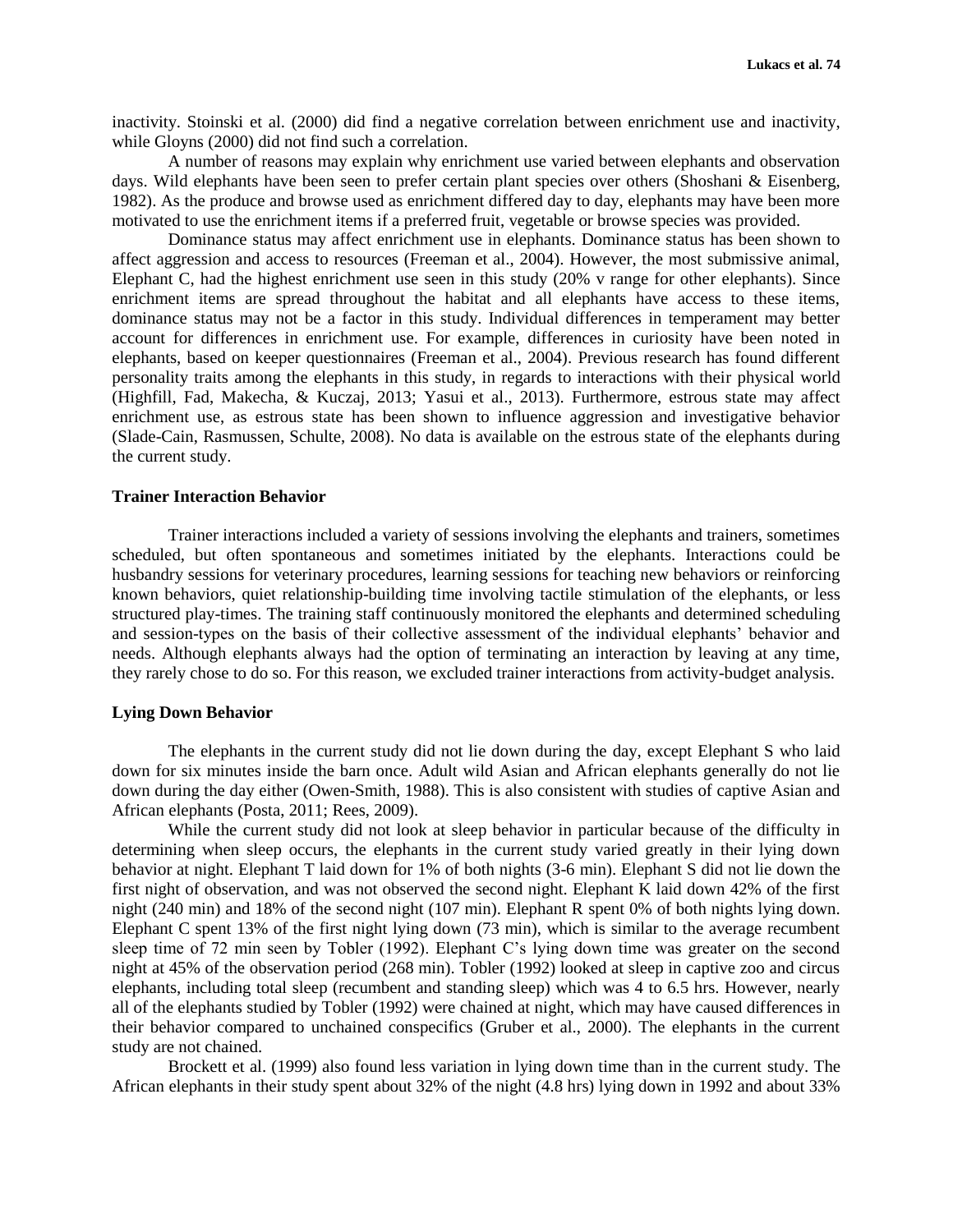inactivity. Stoinski et al. (2000) did find a negative correlation between enrichment use and inactivity, while Gloyns (2000) did not find such a correlation.

A number of reasons may explain why enrichment use varied between elephants and observation days. Wild elephants have been seen to prefer certain plant species over others (Shoshani & Eisenberg, 1982). As the produce and browse used as enrichment differed day to day, elephants may have been more motivated to use the enrichment items if a preferred fruit, vegetable or browse species was provided.

Dominance status may affect enrichment use in elephants. Dominance status has been shown to affect aggression and access to resources (Freeman et al., 2004). However, the most submissive animal, Elephant C, had the highest enrichment use seen in this study (20% v range for other elephants). Since enrichment items are spread throughout the habitat and all elephants have access to these items, dominance status may not be a factor in this study. Individual differences in temperament may better account for differences in enrichment use. For example, differences in curiosity have been noted in elephants, based on keeper questionnaires (Freeman et al., 2004). Previous research has found different personality traits among the elephants in this study, in regards to interactions with their physical world (Highfill, Fad, Makecha, & Kuczaj, 2013; Yasui et al., 2013). Furthermore, estrous state may affect enrichment use, as estrous state has been shown to influence aggression and investigative behavior (Slade-Cain, Rasmussen, Schulte, 2008). No data is available on the estrous state of the elephants during the current study.

### Trainer Interaction Behavior

Trainer interactions included a variety of sessions involving the elephants and trainers, sometimes scheduled, but often spontaneous and sometimes initiated by the elephants. Interactions could be husbandry sessions for veterinary procedures, learning sessions for teaching new behaviors or reinforcing known behaviors, quiet relationship-building time involving tactile stimulation of the elephants, or less structured play-times. The training staff continuously monitored the elephants and determined scheduling and session-types on the basis of their collective assessment of the individual elephants' behavior and needs. Although elephants always had the option of terminating an interaction by leaving at any time, they rarely chose to do so. For this reason, we excluded trainer interactions from activity-budget analysis.

### Lying Down Behavior

The elephants in the current study did not lie down during the day, except Elephant S who laid down for six minutes inside the barn once. Adult wild Asian and African elephants generally do not lie down during the day either (Owen-Smith, 1988). This is also consistent with studies of captive Asian and African elephants (Posta, 2011; Rees, 2009).

While the current study did not look at sleep behavior in particular because of the difficulty in determining when sleep occurs, the elephants in the current study varied greatly in their lying down behavior at night. Elephant T laid down for 1% of both nights (3-6 min). Elephant S did not lie down the first night of observation, and was not observed the second night. Elephant K laid down 42% of the first night (240 min) and 18% of the second night (107 min). Elephant R spent 0% of both nights lying down. Elephant C spent 13% of the first night lying down (73 min), which is similar to the average recumbent sleep time of 72 min seen by Tobler (1992). Elephant C's lying down time was greater on the second night at 45% of the observation period (268 min). Tobler (1992) looked at sleep in captive zoo and circus elephants, including total sleep (recumbent and standing sleep) which was 4 to 6.5 hrs. However, nearly all of the elephants studied by Tobler (1992) were chained at night, which may have caused differences in their behavior compared to unchained conspecifics (Gruber et al., 2000). The elephants in the current study are not chained.

Brockett et al. (1999) also found less variation in lying down time than in the current study. The African elephants in their study spent about 32% of the night (4.8 hrs) lying down in 1992 and about 33%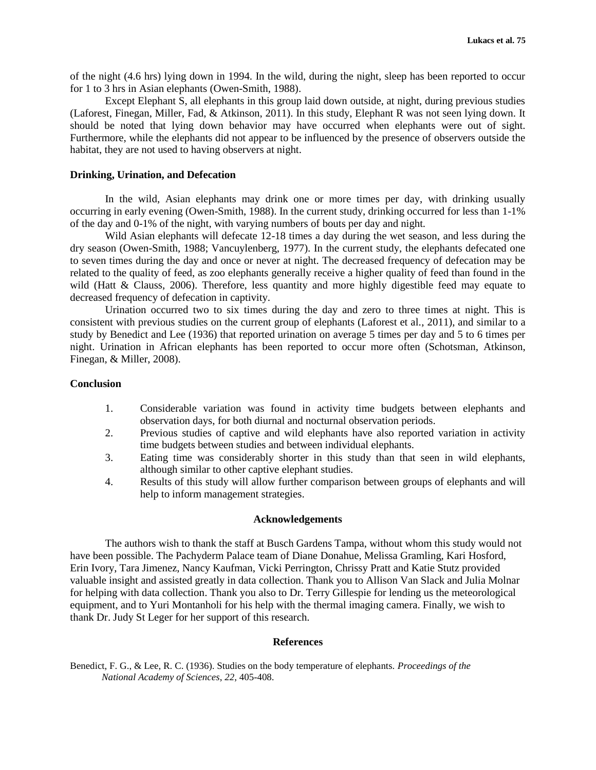of the night (4.6 hrs) lying down in 1994. In the wild, during the night, sleep has been reported to occur for 1 to 3 hrs in Asian elephants (Owen-Smith, 1988).

Except Elephant S, all elephants in this group laid down outside, at night, during previous studies (Laforest, Finegan, Miller, Fad, & Atkinson, 2011). In this study, Elephant R was not seen lying down. It should be noted that lying down behavior may have occurred when elephants were out of sight. Furthermore, while the elephants did not appear to be influenced by the presence of observers outside the habitat, they are not used to having observers at night.

### Drinking, Urination, and Defecation

In the wild, Asian elephants may drink one or more times per day, with drinking usually occurring in early evening (Owen-Smith, 1988). In the current study, drinking occurred for less than 1-1% of the day and 0-1% of the night, with varying numbers of bouts per day and night.

Wild Asian elephants will defecate 12-18 times a day during the wet season, and less during the dry season (Owen-Smith, 1988; Vancuylenberg, 1977). In the current study, the elephants defecated one to seven times during the day and once or never at night. The decreased frequency of defecation may be related to the quality of feed, as zoo elephants generally receive a higher quality of feed than found in the wild (Hatt & Clauss, 2006). Therefore, less quantity and more highly digestible feed may equate to decreased frequency of defecation in captivity.

Urination occurred two to six times during the day and zero to three times at night. This is consistent with previous studies on the current group of elephants (Laforest et al., 2011), and similar to a study by Benedict and Lee (1936) that reported urination on average 5 times per day and 5 to 6 times per night. Urination in African elephants has been reported to occur more often (Schotsman, Atkinson, Finegan, & Miller, 2008).

### Conclusion

1. Considerable variation was found in activity time budgets between elephants and observation days, for both diurnal and nocturnal observation periods.
2. Previous studies of captive and wild elephants have also reported variation in activity time budgets between studies and between individual elephants.
3. Eating time was considerably shorter in this study than that seen in wild elephants, although similar to other captive elephant studies.
4. Results of this study will allow further comparison between groups of elephants and will help to inform management strategies.

### Acknowledgements

The authors wish to thank the staff at Busch Gardens Tampa, without whom this study would not have been possible. The Pachyderm Palace team of Diane Donahue, Melissa Gramling, Kari Hosford, Erin Ivory, Tara Jimenez, Nancy Kaufman, Vicki Perrington, Chrissy Pratt and Katie Stutz provided valuable insight and assisted greatly in data collection. Thank you to Allison Van Slack and Julia Molnar for helping with data collection. Thank you also to Dr. Terry Gillespie for lending us the meteorological equipment, and to Yuri Montanholi for his help with the thermal imaging camera. Finally, we wish to thank Dr. Judy St Leger for her support of this research.

### References

Benedict, F. G., & Lee, R. C. (1936). Studies on the body temperature of elephants. *Proceedings of the National Academy of Sciences*, *22*, 405-408.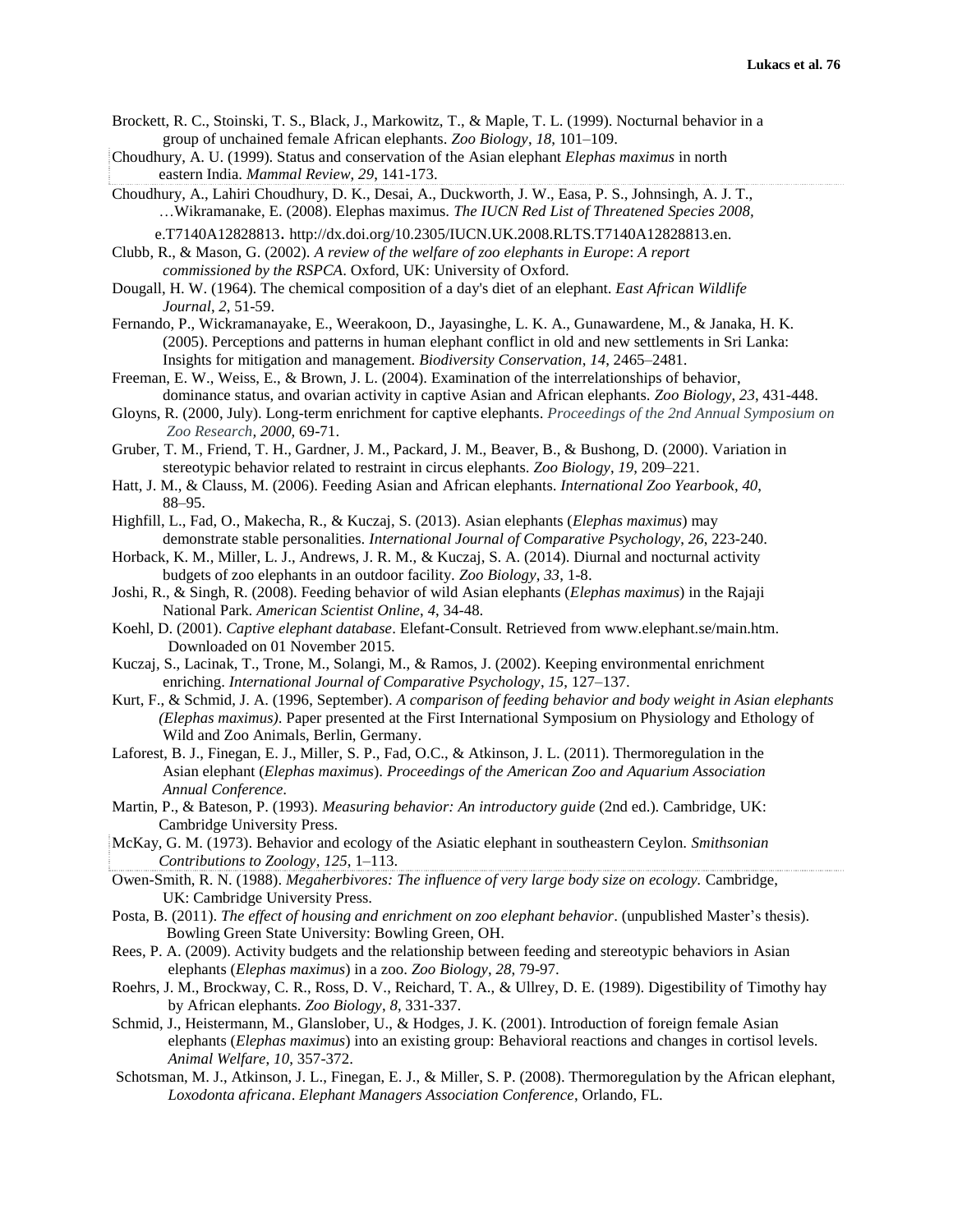Brockett, R. C., Stoinski, T. S., Black, J., Markowitz, T., & Maple, T. L. (1999). Nocturnal behavior in a group of unchained female African elephants. *Zoo Biology*, *18*, 101–109.

Choudhury, A. U. (1999). Status and conservation of the Asian elephant *Elephas maximus* in north eastern India. *Mammal Review*, *29*, 141-173.

Choudhury, A., Lahiri Choudhury, D. K., Desai, A., Duckworth, J. W., Easa, P. S., Johnsingh, A. J. T., …Wikramanake, E. (2008). Elephas maximus. *The IUCN Red List of Threatened Species 2008*, e.T7140A12828813. http://dx.doi.org/10.2305/IUCN.UK.2008.RLTS.T7140A12828813.en.

Clubb, R., & Mason, G. (2002). *A review of the welfare of zoo elephants in Europe*: *A report commissioned by the RSPCA*. Oxford, UK: University of Oxford.

Dougall, H. W. (1964). The chemical composition of a day's diet of an elephant. *East African Wildlife Journal*, *2*, 51-59.

Fernando, P., Wickramanayake, E., Weerakoon, D., Jayasinghe, L. K. A., Gunawardene, M., & Janaka, H. K. (2005). Perceptions and patterns in human elephant conflict in old and new settlements in Sri Lanka: Insights for mitigation and management. *Biodiversity Conservation*, *14*, 2465–2481.

Freeman, E. W., Weiss, E., & Brown, J. L. (2004). Examination of the interrelationships of behavior, dominance status, and ovarian activity in captive Asian and African elephants. *Zoo Biology*, *23*, 431-448.

Gloyns, R. (2000, July). Long-term enrichment for captive elephants. *Proceedings of the 2nd Annual Symposium on Zoo Research*, *2000*, 69-71.

Gruber, T. M., Friend, T. H., Gardner, J. M., Packard, J. M., Beaver, B., & Bushong, D. (2000). Variation in stereotypic behavior related to restraint in circus elephants. *Zoo Biology*, *19*, 209–221.

Hatt, J. M., & Clauss, M. (2006). Feeding Asian and African elephants. *International Zoo Yearbook*, *40*, 88–95.

Highfill, L., Fad, O., Makecha, R., & Kuczaj, S. (2013). Asian elephants (*Elephas maximus*) may demonstrate stable personalities. *International Journal of Comparative Psychology*, *26*, 223-240.

Horback, K. M., Miller, L. J., Andrews, J. R. M., & Kuczaj, S. A. (2014). Diurnal and nocturnal activity budgets of zoo elephants in an outdoor facility. *Zoo Biology*, *33*, 1-8.

Joshi, R., & Singh, R. (2008). Feeding behavior of wild Asian elephants (*Elephas maximus*) in the Rajaji National Park. *American Scientist Online*, *4*, 34-48.

Koehl, D. (2001). *Captive elephant database*. Elefant-Consult. Retrieved from www.elephant.se/main.htm. Downloaded on 01 November 2015.

Kuczaj, S., Lacinak, T., Trone, M., Solangi, M., & Ramos, J. (2002). Keeping environmental enrichment enriching. *International Journal of Comparative Psychology*, *15*, 127–137.

Kurt, F., & Schmid, J. A. (1996, September). *A comparison of feeding behavior and body weight in Asian elephants (Elephas maximus)*. Paper presented at the First International Symposium on Physiology and Ethology of Wild and Zoo Animals, Berlin, Germany.

Laforest, B. J., Finegan, E. J., Miller, S. P., Fad, O.C., & Atkinson, J. L. (2011). Thermoregulation in the Asian elephant (*Elephas maximus*). *Proceedings of the American Zoo and Aquarium Association Annual Conference*.

Martin, P., & Bateson, P. (1993). *Measuring behavior: An introductory guide* (2nd ed.). Cambridge, UK: Cambridge University Press.

McKay, G. M. (1973). Behavior and ecology of the Asiatic elephant in southeastern Ceylon. *Smithsonian Contributions to Zoology*, *125*, 1–113.

Owen-Smith, R. N. (1988). *Megaherbivores: The influence of very large body size on ecology.* Cambridge, UK: Cambridge University Press.

Posta, B. (2011). *The effect of housing and enrichment on zoo elephant behavior*. (unpublished Master's thesis). Bowling Green State University: Bowling Green, OH.

Rees, P. A. (2009). Activity budgets and the relationship between feeding and stereotypic behaviors in Asian elephants (*Elephas maximus*) in a zoo. *Zoo Biology*, *28*, 79-97.

Roehrs, J. M., Brockway, C. R., Ross, D. V., Reichard, T. A., & Ullrey, D. E. (1989). Digestibility of Timothy hay by African elephants. *Zoo Biology*, *8*, 331-337.

Schmid, J., Heistermann, M., Glanslober, U., & Hodges, J. K. (2001). Introduction of foreign female Asian elephants (*Elephas maximus*) into an existing group: Behavioral reactions and changes in cortisol levels. *Animal Welfare*, *10*, 357-372.

Schotsman, M. J., Atkinson, J. L., Finegan, E. J., & Miller, S. P. (2008). Thermoregulation by the African elephant, *Loxodonta africana*. *Elephant Managers Association Conference*, Orlando, FL.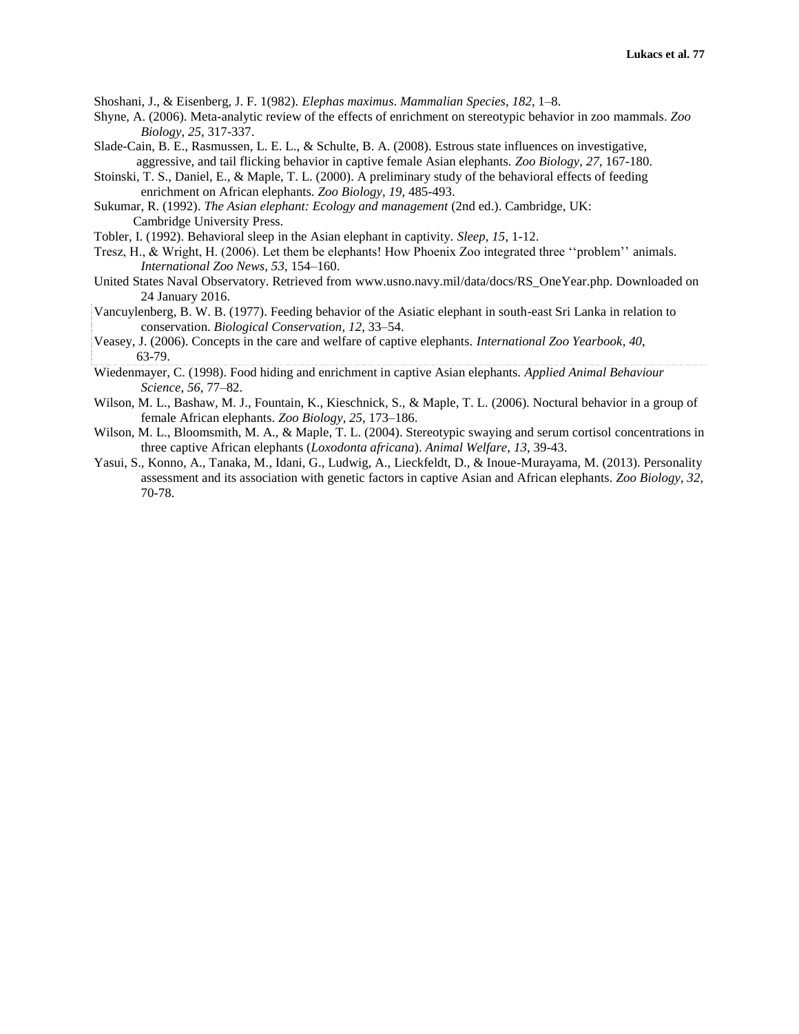Shoshani, J., & Eisenberg, J. F. 1(982). *Elephas maximus*. *Mammalian Species*, *182*, 1–8.

Shyne, A. (2006). Meta-analytic review of the effects of enrichment on stereotypic behavior in zoo mammals. *Zoo Biology*, *25*, 317-337.

Slade-Cain, B. E., Rasmussen, L. E. L., & Schulte, B. A. (2008). Estrous state influences on investigative, aggressive, and tail flicking behavior in captive female Asian elephants. *Zoo Biology*, *27*, 167-180.

Stoinski, T. S., Daniel, E., & Maple, T. L. (2000). A preliminary study of the behavioral effects of feeding enrichment on African elephants. *Zoo Biology*, *19*, 485-493.

Sukumar, R. (1992). *The Asian elephant: Ecology and management* (2nd ed.). Cambridge, UK: Cambridge University Press.

Tobler, I. (1992). Behavioral sleep in the Asian elephant in captivity. *Sleep*, *15*, 1-12.

Tresz, H., & Wright, H. (2006). Let them be elephants! How Phoenix Zoo integrated three ''problem'' animals. *International Zoo News*, *53*, 154–160.

United States Naval Observatory. Retrieved from www.usno.navy.mil/data/docs/RS_OneYear.php. Downloaded on 24 January 2016.

Vancuylenberg, B. W. B. (1977). Feeding behavior of the Asiatic elephant in south-east Sri Lanka in relation to conservation. *Biological Conservation*, *12*, 33–54.

Veasey, J. (2006). Concepts in the care and welfare of captive elephants. *International Zoo Yearbook*, *40*, 63-79.

Wiedenmayer, C. (1998). Food hiding and enrichment in captive Asian elephants. *Applied Animal Behaviour Science*, *56*, 77–82.

Wilson, M. L., Bashaw, M. J., Fountain, K., Kieschnick, S., & Maple, T. L. (2006). Noctural behavior in a group of female African elephants. *Zoo Biology*, *25*, 173–186.

Wilson, M. L., Bloomsmith, M. A., & Maple, T. L. (2004). Stereotypic swaying and serum cortisol concentrations in three captive African elephants (*Loxodonta africana*). *Animal Welfare*, *13*, 39-43.

Yasui, S., Konno, A., Tanaka, M., Idani, G., Ludwig, A., Lieckfeldt, D., & Inoue-Murayama, M. (2013). Personality assessment and its association with genetic factors in captive Asian and African elephants. *Zoo Biology*, *32*, 70-78.